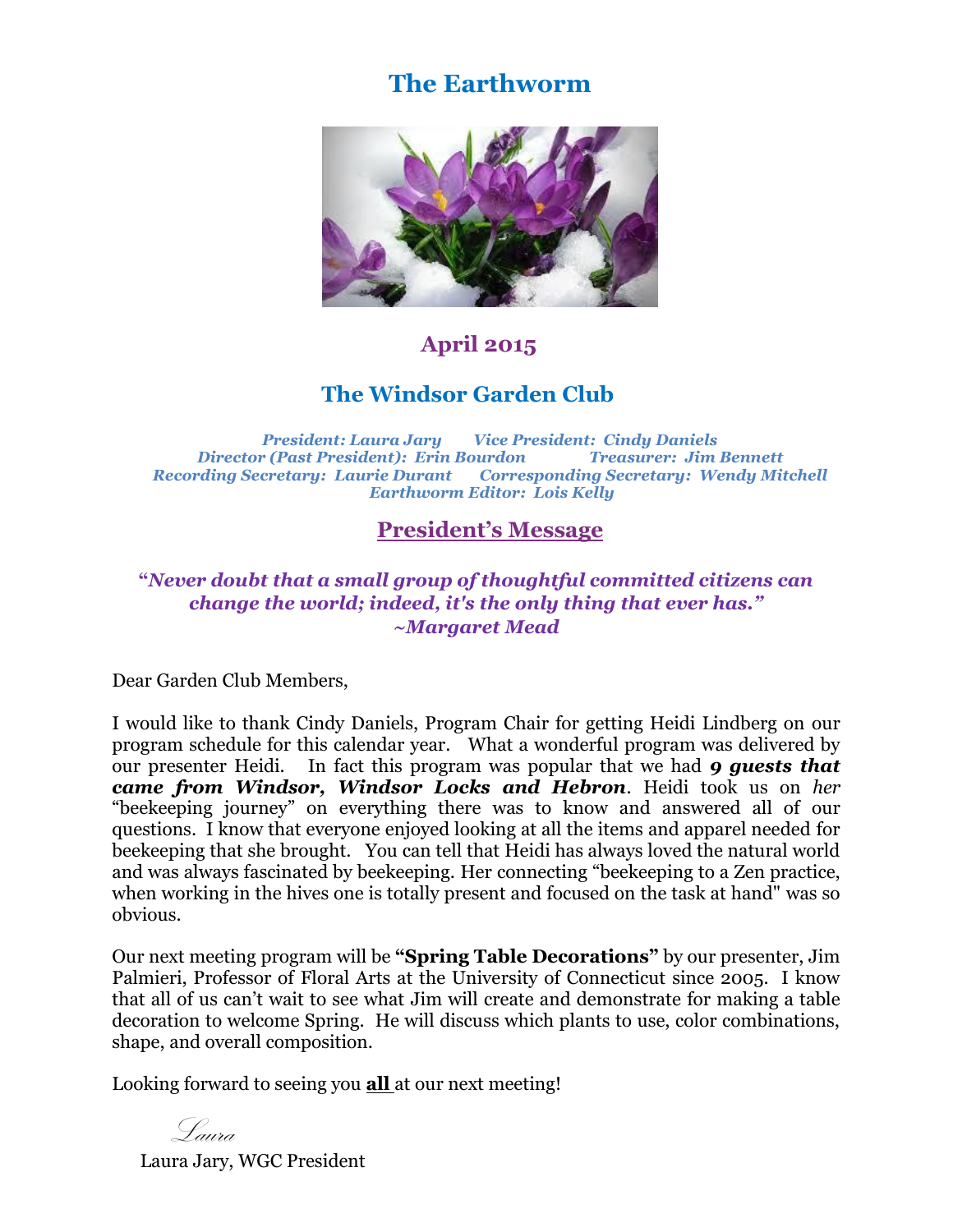# The Earthworm

## April 2015

## The Windsor Garden Club

*President: Laura Jary*  *Vice President: Cindy Daniels*
*Director (Past President): Erin Bourdon*  *Treasurer: Jim Bennett*
*Recording Secretary: Laurie Durant*  *Corresponding Secretary: Wendy Mitchell*
*Earthworm Editor: Lois Kelly*

## President's Message

***"Never doubt that a small group of thoughtful committed citizens can change the world; indeed, it's the only thing that ever has."***
***~Margaret Mead***

Dear Garden Club Members,

I would like to thank Cindy Daniels, Program Chair for getting Heidi Lindberg on our program schedule for this calendar year. What a wonderful program was delivered by our presenter Heidi. In fact this program was popular that we had ***9 guests that came from Windsor, Windsor Locks and Hebron***. Heidi took us on *her* "beekeeping journey" on everything there was to know and answered all of our questions. I know that everyone enjoyed looking at all the items and apparel needed for beekeeping that she brought. You can tell that Heidi has always loved the natural world and was always fascinated by beekeeping. Her connecting "beekeeping to a Zen practice, when working in the hives one is totally present and focused on the task at hand" was so obvious.

Our next meeting program will be **"Spring Table Decorations"** by our presenter, Jim Palmieri, Professor of Floral Arts at the University of Connecticut since 2005. I know that all of us can't wait to see what Jim will create and demonstrate for making a table decoration to welcome Spring. He will discuss which plants to use, color combinations, shape, and overall composition.

Looking forward to seeing you **all** at our next meeting!

*Laura*

Laura Jary, WGC President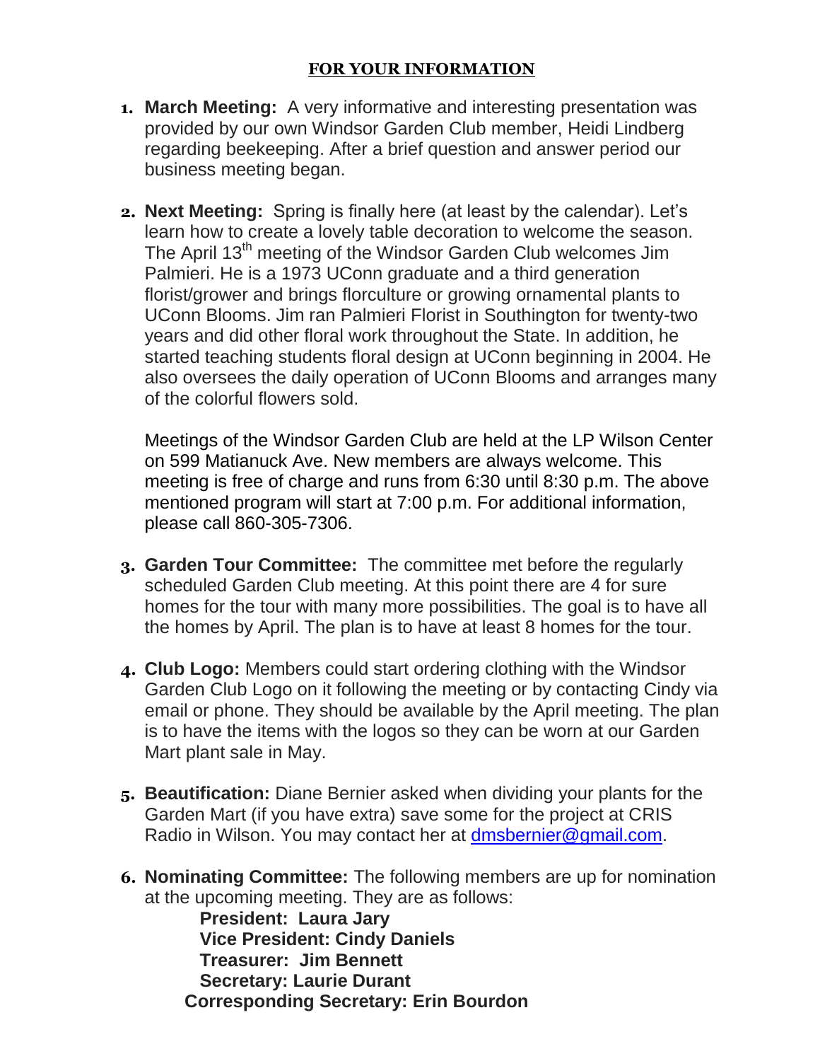## FOR YOUR INFORMATION

1. **March Meeting:** A very informative and interesting presentation was provided by our own Windsor Garden Club member, Heidi Lindberg regarding beekeeping. After a brief question and answer period our business meeting began.

2. **Next Meeting:** Spring is finally here (at least by the calendar). Let's learn how to create a lovely table decoration to welcome the season. The April 13th meeting of the Windsor Garden Club welcomes Jim Palmieri. He is a 1973 UConn graduate and a third generation florist/grower and brings florculture or growing ornamental plants to UConn Blooms. Jim ran Palmieri Florist in Southington for twenty-two years and did other floral work throughout the State. In addition, he started teaching students floral design at UConn beginning in 2004. He also oversees the daily operation of UConn Blooms and arranges many of the colorful flowers sold.

   Meetings of the Windsor Garden Club are held at the LP Wilson Center on 599 Matianuck Ave. New members are always welcome. This meeting is free of charge and runs from 6:30 until 8:30 p.m. The above mentioned program will start at 7:00 p.m. For additional information, please call 860-305-7306.

3. **Garden Tour Committee:** The committee met before the regularly scheduled Garden Club meeting. At this point there are 4 for sure homes for the tour with many more possibilities. The goal is to have all the homes by April. The plan is to have at least 8 homes for the tour.

4. **Club Logo:** Members could start ordering clothing with the Windsor Garden Club Logo on it following the meeting or by contacting Cindy via email or phone. They should be available by the April meeting. The plan is to have the items with the logos so they can be worn at our Garden Mart plant sale in May.

5. **Beautification:** Diane Bernier asked when dividing your plants for the Garden Mart (if you have extra) save some for the project at CRIS Radio in Wilson. You may contact her at dmsbernier@gmail.com.

6. **Nominating Committee:** The following members are up for nomination at the upcoming meeting. They are as follows:
   **President: Laura Jary**
   **Vice President: Cindy Daniels**
   **Treasurer: Jim Bennett**
   **Secretary: Laurie Durant**
   **Corresponding Secretary: Erin Bourdon**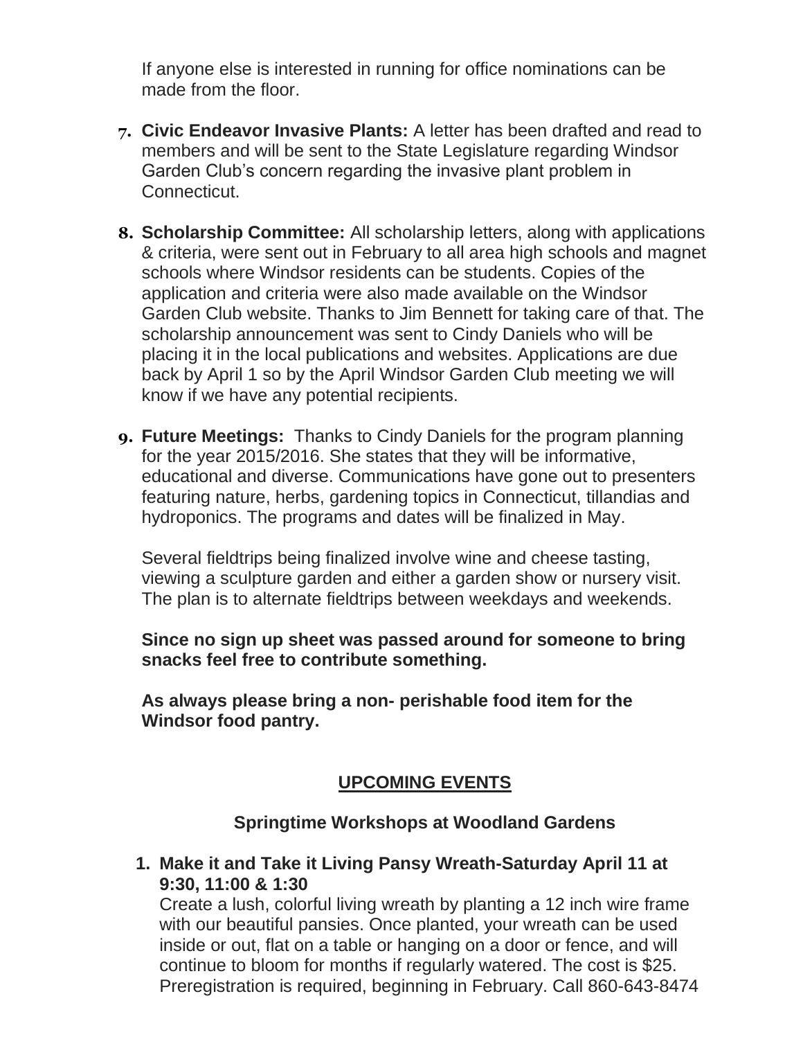If anyone else is interested in running for office nominations can be made from the floor.

7. **Civic Endeavor Invasive Plants:** A letter has been drafted and read to members and will be sent to the State Legislature regarding Windsor Garden Club's concern regarding the invasive plant problem in Connecticut.

8. **Scholarship Committee:** All scholarship letters, along with applications & criteria, were sent out in February to all area high schools and magnet schools where Windsor residents can be students. Copies of the application and criteria were also made available on the Windsor Garden Club website. Thanks to Jim Bennett for taking care of that. The scholarship announcement was sent to Cindy Daniels who will be placing it in the local publications and websites. Applications are due back by April 1 so by the April Windsor Garden Club meeting we will know if we have any potential recipients.

9. **Future Meetings:** Thanks to Cindy Daniels for the program planning for the year 2015/2016. She states that they will be informative, educational and diverse. Communications have gone out to presenters featuring nature, herbs, gardening topics in Connecticut, tillandias and hydroponics. The programs and dates will be finalized in May.

   Several fieldtrips being finalized involve wine and cheese tasting, viewing a sculpture garden and either a garden show or nursery visit. The plan is to alternate fieldtrips between weekdays and weekends.

   **Since no sign up sheet was passed around for someone to bring snacks feel free to contribute something.**

   **As always please bring a non- perishable food item for the Windsor food pantry.**

## UPCOMING EVENTS

### Springtime Workshops at Woodland Gardens

1. **Make it and Take it Living Pansy Wreath-Saturday April 11 at 9:30, 11:00 & 1:30**
   Create a lush, colorful living wreath by planting a 12 inch wire frame with our beautiful pansies. Once planted, your wreath can be used inside or out, flat on a table or hanging on a door or fence, and will continue to bloom for months if regularly watered. The cost is $25. Preregistration is required, beginning in February. Call 860-643-8474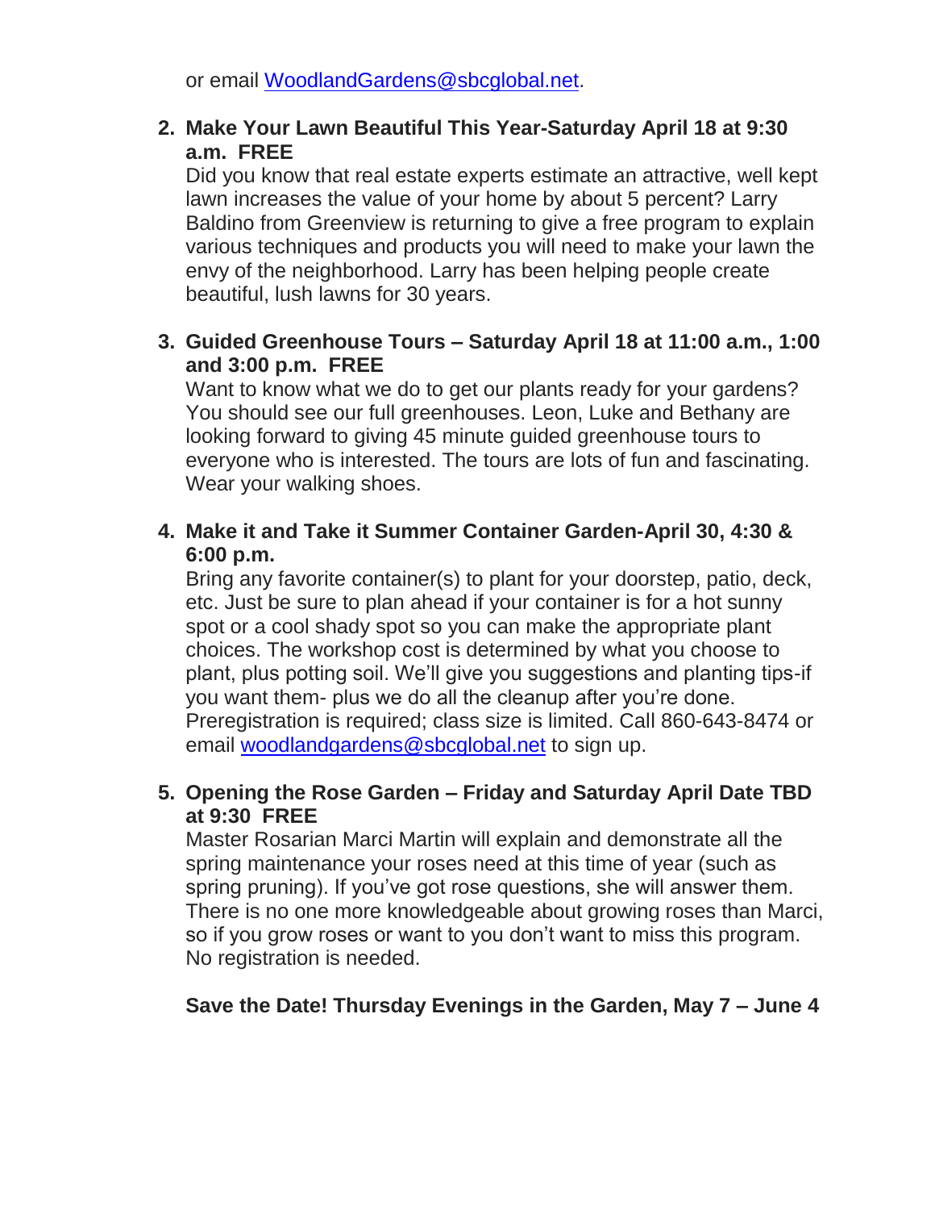or email WoodlandGardens@sbcglobal.net.

2. **Make Your Lawn Beautiful This Year-Saturday April 18 at 9:30 a.m. FREE**
   Did you know that real estate experts estimate an attractive, well kept lawn increases the value of your home by about 5 percent? Larry Baldino from Greenview is returning to give a free program to explain various techniques and products you will need to make your lawn the envy of the neighborhood. Larry has been helping people create beautiful, lush lawns for 30 years.

3. **Guided Greenhouse Tours – Saturday April 18 at 11:00 a.m., 1:00 and 3:00 p.m. FREE**
   Want to know what we do to get our plants ready for your gardens? You should see our full greenhouses. Leon, Luke and Bethany are looking forward to giving 45 minute guided greenhouse tours to everyone who is interested. The tours are lots of fun and fascinating. Wear your walking shoes.

4. **Make it and Take it Summer Container Garden-April 30, 4:30 & 6:00 p.m.**
   Bring any favorite container(s) to plant for your doorstep, patio, deck, etc. Just be sure to plan ahead if your container is for a hot sunny spot or a cool shady spot so you can make the appropriate plant choices. The workshop cost is determined by what you choose to plant, plus potting soil. We'll give you suggestions and planting tips-if you want them- plus we do all the cleanup after you're done. Preregistration is required; class size is limited. Call 860-643-8474 or email woodlandgardens@sbcglobal.net to sign up.

5. **Opening the Rose Garden – Friday and Saturday April Date TBD at 9:30 FREE**
   Master Rosarian Marci Martin will explain and demonstrate all the spring maintenance your roses need at this time of year (such as spring pruning). If you've got rose questions, she will answer them. There is no one more knowledgeable about growing roses than Marci, so if you grow roses or want to you don't want to miss this program. No registration is needed.

**Save the Date! Thursday Evenings in the Garden, May 7 – June 4**